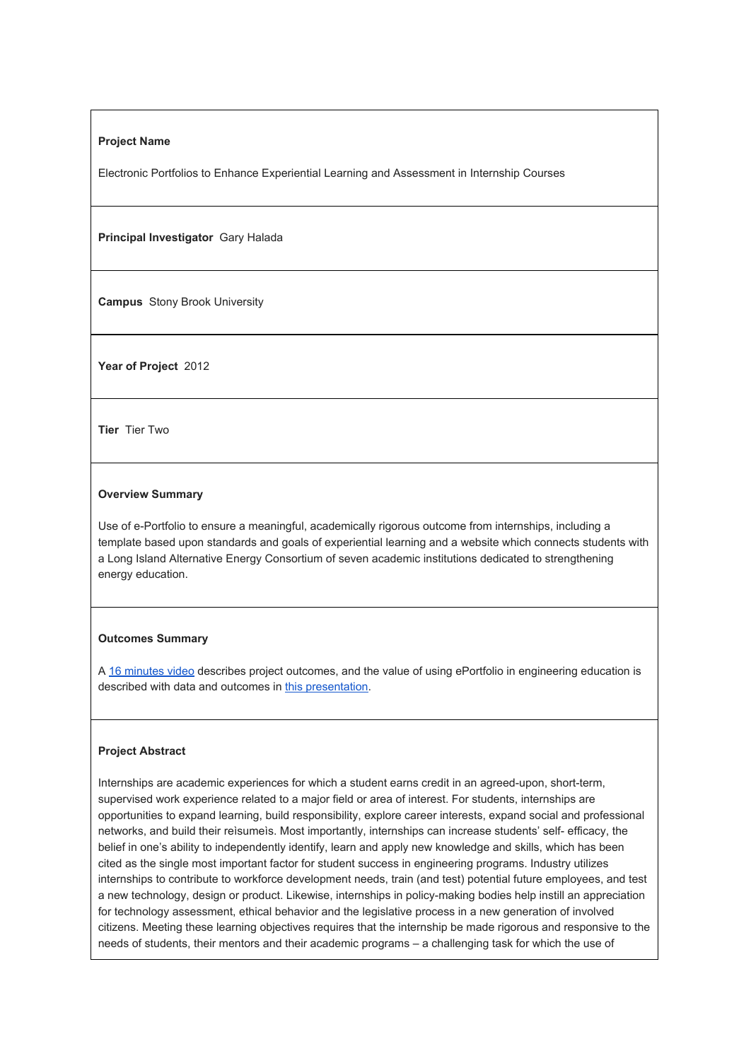**Project Name**

Electronic Portfolios to Enhance Experiential Learning and Assessment in Internship Courses

**Principal Investigator** Gary Halada

**Campus** Stony Brook University

**Year of Project** 2012

**Tier** Tier Two

**Overview Summary**

Use of e-Portfolio to ensure a meaningful, academically rigorous outcome from internships, including a template based upon standards and goals of experiential learning and a website which connects students with a Long Island Alternative Energy Consortium of seven academic institutions dedicated to strengthening energy education.

**Outcomes Summary**

A 16 minutes video describes project outcomes, and the value of using ePortfolio in engineering education is described with data and outcomes in this presentation.

**Project Abstract**

Internships are academic experiences for which a student earns credit in an agreed-upon, short-term, supervised work experience related to a major field or area of interest. For students, internships are opportunities to expand learning, build responsibility, explore career interests, expand social and professional networks, and build their rèsumeìs. Most importantly, internships can increase students' self- efficacy, the belief in one's ability to independently identify, learn and apply new knowledge and skills, which has been cited as the single most important factor for student success in engineering programs. Industry utilizes internships to contribute to workforce development needs, train (and test) potential future employees, and test a new technology, design or product. Likewise, internships in policy-making bodies help instill an appreciation for technology assessment, ethical behavior and the legislative process in a new generation of involved citizens. Meeting these learning objectives requires that the internship be made rigorous and responsive to the needs of students, their mentors and their academic programs – a challenging task for which the use of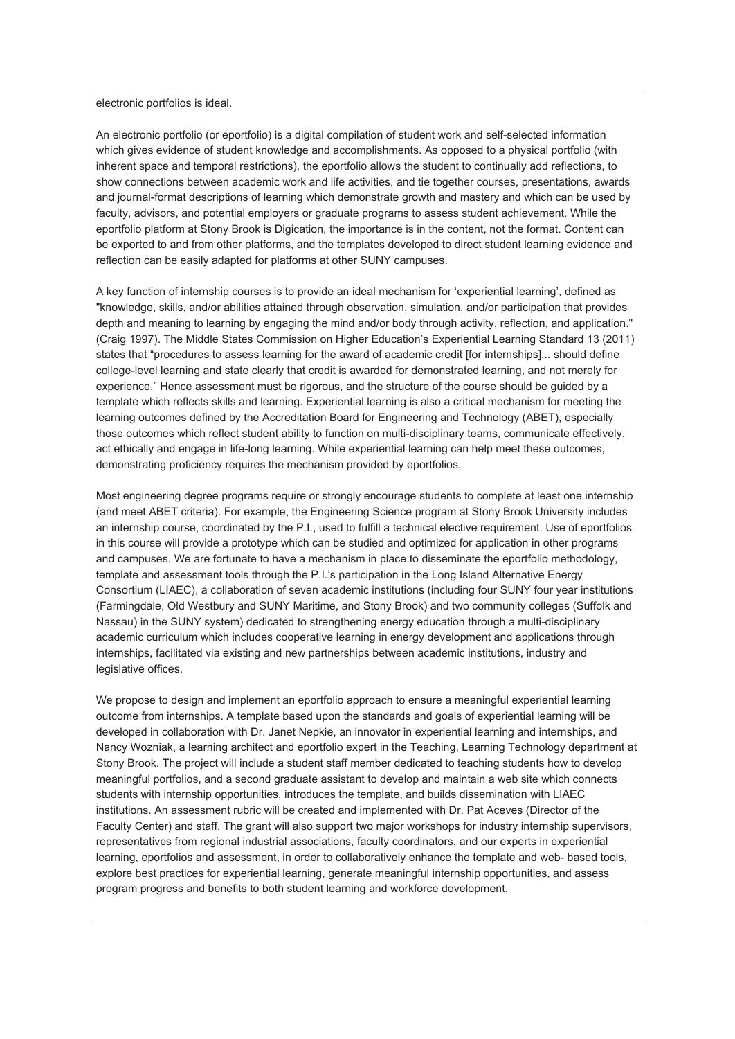electronic portfolios is ideal.

An electronic portfolio (or eportfolio) is a digital compilation of student work and self-selected information which gives evidence of student knowledge and accomplishments. As opposed to a physical portfolio (with inherent space and temporal restrictions), the eportfolio allows the student to continually add reflections, to show connections between academic work and life activities, and tie together courses, presentations, awards and journal-format descriptions of learning which demonstrate growth and mastery and which can be used by faculty, advisors, and potential employers or graduate programs to assess student achievement. While the eportfolio platform at Stony Brook is Digication, the importance is in the content, not the format. Content can be exported to and from other platforms, and the templates developed to direct student learning evidence and reflection can be easily adapted for platforms at other SUNY campuses.

A key function of internship courses is to provide an ideal mechanism for 'experiential learning', defined as "knowledge, skills, and/or abilities attained through observation, simulation, and/or participation that provides depth and meaning to learning by engaging the mind and/or body through activity, reflection, and application." (Craig 1997). The Middle States Commission on Higher Education's Experiential Learning Standard 13 (2011) states that "procedures to assess learning for the award of academic credit [for internships]... should define college-level learning and state clearly that credit is awarded for demonstrated learning, and not merely for experience." Hence assessment must be rigorous, and the structure of the course should be guided by a template which reflects skills and learning. Experiential learning is also a critical mechanism for meeting the learning outcomes defined by the Accreditation Board for Engineering and Technology (ABET), especially those outcomes which reflect student ability to function on multi-disciplinary teams, communicate effectively, act ethically and engage in life-long learning. While experiential learning can help meet these outcomes, demonstrating proficiency requires the mechanism provided by eportfolios.

Most engineering degree programs require or strongly encourage students to complete at least one internship (and meet ABET criteria). For example, the Engineering Science program at Stony Brook University includes an internship course, coordinated by the P.I., used to fulfill a technical elective requirement. Use of eportfolios in this course will provide a prototype which can be studied and optimized for application in other programs and campuses. We are fortunate to have a mechanism in place to disseminate the eportfolio methodology, template and assessment tools through the P.I.'s participation in the Long Island Alternative Energy Consortium (LIAEC), a collaboration of seven academic institutions (including four SUNY four year institutions (Farmingdale, Old Westbury and SUNY Maritime, and Stony Brook) and two community colleges (Suffolk and Nassau) in the SUNY system) dedicated to strengthening energy education through a multi-disciplinary academic curriculum which includes cooperative learning in energy development and applications through internships, facilitated via existing and new partnerships between academic institutions, industry and legislative offices.

We propose to design and implement an eportfolio approach to ensure a meaningful experiential learning outcome from internships. A template based upon the standards and goals of experiential learning will be developed in collaboration with Dr. Janet Nepkie, an innovator in experiential learning and internships, and Nancy Wozniak, a learning architect and eportfolio expert in the Teaching, Learning Technology department at Stony Brook. The project will include a student staff member dedicated to teaching students how to develop meaningful portfolios, and a second graduate assistant to develop and maintain a web site which connects students with internship opportunities, introduces the template, and builds dissemination with LIAEC institutions. An assessment rubric will be created and implemented with Dr. Pat Aceves (Director of the Faculty Center) and staff. The grant will also support two major workshops for industry internship supervisors, representatives from regional industrial associations, faculty coordinators, and our experts in experiential learning, eportfolios and assessment, in order to collaboratively enhance the template and web- based tools, explore best practices for experiential learning, generate meaningful internship opportunities, and assess program progress and benefits to both student learning and workforce development.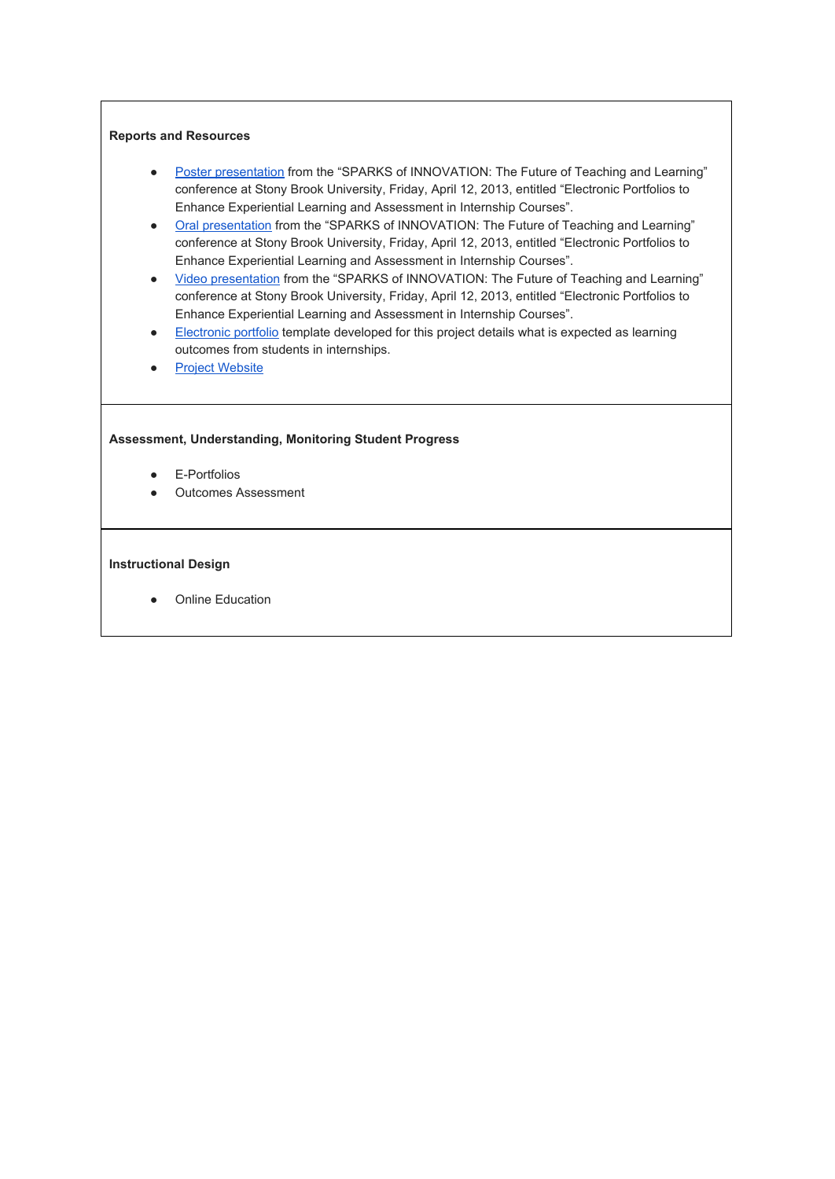**Reports and Resources**

- Poster presentation from the “SPARKS of INNOVATION: The Future of Teaching and Learning” conference at Stony Brook University, Friday, April 12, 2013, entitled “Electronic Portfolios to Enhance Experiential Learning and Assessment in Internship Courses”.
- Oral presentation from the “SPARKS of INNOVATION: The Future of Teaching and Learning” conference at Stony Brook University, Friday, April 12, 2013, entitled “Electronic Portfolios to Enhance Experiential Learning and Assessment in Internship Courses”.
- Video presentation from the “SPARKS of INNOVATION: The Future of Teaching and Learning” conference at Stony Brook University, Friday, April 12, 2013, entitled “Electronic Portfolios to Enhance Experiential Learning and Assessment in Internship Courses”.
- Electronic portfolio template developed for this project details what is expected as learning outcomes from students in internships.
- Project Website

**Assessment, Understanding, Monitoring Student Progress**

- E-Portfolios
- Outcomes Assessment

**Instructional Design**

- Online Education